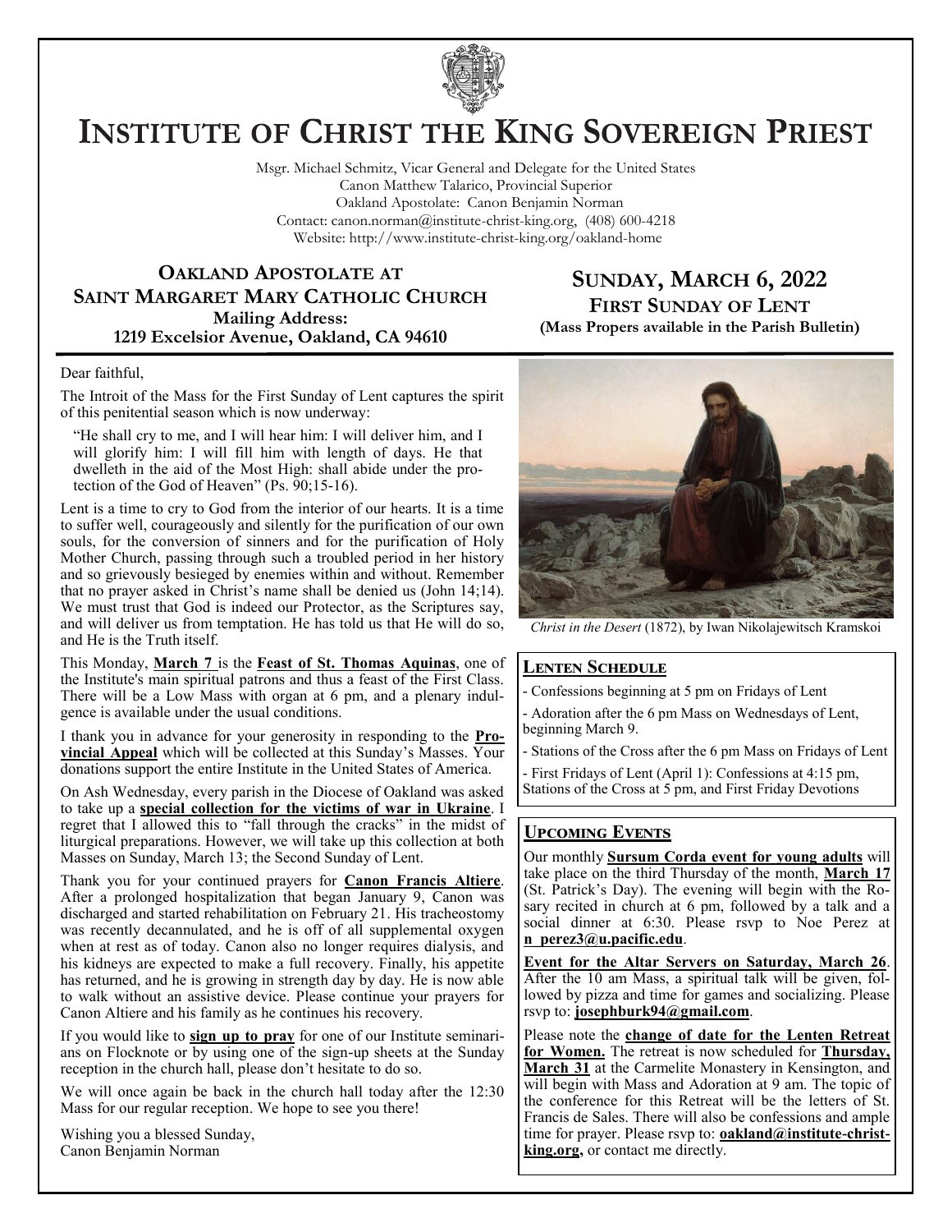# Institute of Christ the King Sovereign Priest

Msgr. Michael Schmitz, Vicar General and Delegate for the United States
Canon Matthew Talarico, Provincial Superior
Oakland Apostolate: Canon Benjamin Norman
Contact: canon.norman@institute-christ-king.org, (408) 600-4218
Website: http://www.institute-christ-king.org/oakland-home

## Oakland Apostolate at Saint Margaret Mary Catholic Church

**Mailing Address:**
**1219 Excelsior Avenue, Oakland, CA 94610**

## Sunday, March 6, 2022

### First Sunday of Lent

**(Mass Propers available in the Parish Bulletin)**

Dear faithful,

The Introit of the Mass for the First Sunday of Lent captures the spirit of this penitential season which is now underway:

> "He shall cry to me, and I will hear him: I will deliver him, and I will glorify him: I will fill him with length of days. He that dwelleth in the aid of the Most High: shall abide under the protection of the God of Heaven" (Ps. 90;15-16).

Lent is a time to cry to God from the interior of our hearts. It is a time to suffer well, courageously and silently for the purification of our own souls, for the conversion of sinners and for the purification of Holy Mother Church, passing through such a troubled period in her history and so grievously besieged by enemies within and without. Remember that no prayer asked in Christ's name shall be denied us (John 14;14). We must trust that God is indeed our Protector, as the Scriptures say, and will deliver us from temptation. He has told us that He will do so, and He is the Truth itself.

This Monday, **March 7** is the **Feast of St. Thomas Aquinas**, one of the Institute's main spiritual patrons and thus a feast of the First Class. There will be a Low Mass with organ at 6 pm, and a plenary indulgence is available under the usual conditions.

I thank you in advance for your generosity in responding to the **Provincial Appeal** which will be collected at this Sunday's Masses. Your donations support the entire Institute in the United States of America.

On Ash Wednesday, every parish in the Diocese of Oakland was asked to take up a **special collection for the victims of war in Ukraine**. I regret that I allowed this to "fall through the cracks" in the midst of liturgical preparations. However, we will take up this collection at both Masses on Sunday, March 13; the Second Sunday of Lent.

Thank you for your continued prayers for **Canon Francis Altiere**. After a prolonged hospitalization that began January 9, Canon was discharged and started rehabilitation on February 21. His tracheostomy was recently decannulated, and he is off of all supplemental oxygen when at rest as of today. Canon also no longer requires dialysis, and his kidneys are expected to make a full recovery. Finally, his appetite has returned, and he is growing in strength day by day. He is now able to walk without an assistive device. Please continue your prayers for Canon Altiere and his family as he continues his recovery.

If you would like to **sign up to pray** for one of our Institute seminarians on Flocknote or by using one of the sign-up sheets at the Sunday reception in the church hall, please don't hesitate to do so.

We will once again be back in the church hall today after the 12:30 Mass for our regular reception. We hope to see you there!

Wishing you a blessed Sunday,
Canon Benjamin Norman

*Christ in the Desert* (1872), by Iwan Nikolajewitsch Kramskoi

### Lenten Schedule

- Confessions beginning at 5 pm on Fridays of Lent
- Adoration after the 6 pm Mass on Wednesdays of Lent, beginning March 9.
- Stations of the Cross after the 6 pm Mass on Fridays of Lent
- First Fridays of Lent (April 1): Confessions at 4:15 pm, Stations of the Cross at 5 pm, and First Friday Devotions

### Upcoming Events

Our monthly **Sursum Corda event for young adults** will take place on the third Thursday of the month, **March 17** (St. Patrick's Day). The evening will begin with the Rosary recited in church at 6 pm, followed by a talk and a social dinner at 6:30. Please rsvp to Noe Perez at **n_perez3@u.pacific.edu**.

**Event for the Altar Servers on Saturday, March 26**. After the 10 am Mass, a spiritual talk will be given, followed by pizza and time for games and socializing. Please rsvp to: **josephburk94@gmail.com**.

Please note the **change of date for the Lenten Retreat for Women.** The retreat is now scheduled for **Thursday, March 31** at the Carmelite Monastery in Kensington, and will begin with Mass and Adoration at 9 am. The topic of the conference for this Retreat will be the letters of St. Francis de Sales. There will also be confessions and ample time for prayer. Please rsvp to: **oakland@institute-christ-king.org,** or contact me directly.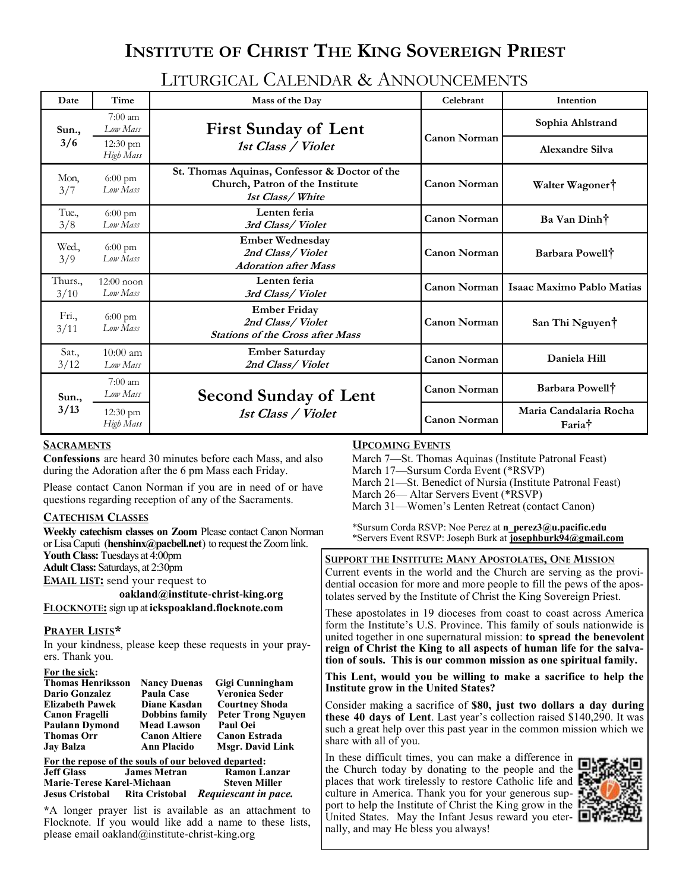# Institute of Christ The King Sovereign Priest

## Liturgical Calendar & Announcements

| Date | Time | Mass of the Day | Celebrant | Intention |
|---|---|---|---|---|
| **Sun., 3/6** | 7:00 am *Low Mass* | **First Sunday of Lent** *1st Class / Violet* | **Canon Norman** | **Sophia Ahlstrand** |
| | 12:30 pm *High Mass* | | | **Alexandre Silva** |
| Mon, 3/7 | 6:00 pm *Low Mass* | **St. Thomas Aquinas, Confessor & Doctor of the Church, Patron of the Institute** *1st Class/ White* | **Canon Norman** | **Walter Wagoner†** |
| Tue., 3/8 | 6:00 pm *Low Mass* | **Lenten feria** *3rd Class/ Violet* | **Canon Norman** | **Ba Van Dinh†** |
| Wed., 3/9 | 6:00 pm *Low Mass* | **Ember Wednesday** *2nd Class/ Violet* *Adoration after Mass* | **Canon Norman** | **Barbara Powell†** |
| Thurs., 3/10 | 12:00 noon *Low Mass* | **Lenten feria** *3rd Class/ Violet* | **Canon Norman** | **Isaac Maximo Pablo Matias** |
| Fri., 3/11 | 6:00 pm *Low Mass* | **Ember Friday** *2nd Class/ Violet* *Stations of the Cross after Mass* | **Canon Norman** | **San Thi Nguyen†** |
| Sat., 3/12 | 10:00 am *Low Mass* | **Ember Saturday** *2nd Class/ Violet* | **Canon Norman** | **Daniela Hill** |
| **Sun., 3/13** | 7:00 am *Low Mass* | **Second Sunday of Lent** *1st Class / Violet* | **Canon Norman** | **Barbara Powell†** |
| | 12:30 pm *High Mass* | | **Canon Norman** | **Maria Candalaria Rocha Faria†** |

### Sacraments

**Confessions** are heard 30 minutes before each Mass, and also during the Adoration after the 6 pm Mass each Friday.

Please contact Canon Norman if you are in need of or have questions regarding reception of any of the Sacraments.

### Catechism Classes

**Weekly catechism classes on Zoom** Please contact Canon Norman or Lisa Caputi (**henshinx@pacbell.net**) to request the Zoom link.

**Youth Class:** Tuesdays at 4:00pm

**Adult Class:** Saturdays, at 2:30pm

**Email list:** send your request to **oakland@institute-christ-king.org**

**Flocknote:** sign up at **ickspoakland.flocknote.com**

### Prayer Lists*

In your kindness, please keep these requests in your prayers. Thank you.

**For the sick:**

| | | |
|---|---|---|
| **Thomas Henriksson** | **Nancy Duenas** | **Gigi Cunningham** |
| **Dario Gonzalez** | **Paula Case** | **Veronica Seder** |
| **Elizabeth Pawek** | **Diane Kasdan** | **Courtney Shoda** |
| **Canon Fragelli** | **Dobbins family** | **Peter Trong Nguyen** |
| **Paulann Dymond** | **Mead Lawson** | **Paul Oei** |
| **Thomas Orr** | **Canon Altiere** | **Canon Estrada** |
| **Jay Balza** | **Ann Placido** | **Msgr. David Link** |

**For the repose of the souls of our beloved departed:**

**Jeff Glass** **James Metran** **Ramon Lanzar**
**Marie-Terese Karel-Michaan** **Steven Miller**
**Jesus Cristobal** **Rita Cristobal** ***Requiescant in pace.***

*A longer prayer list is available as an attachment to Flocknote. If you would like add a name to these lists, please email oakland@institute-christ-king.org

### Upcoming Events

March 7—St. Thomas Aquinas (Institute Patronal Feast)
March 17—Sursum Corda Event (*RSVP)
March 21—St. Benedict of Nursia (Institute Patronal Feast)
March 26— Altar Servers Event (*RSVP)
March 31—Women's Lenten Retreat (contact Canon)

*Sursum Corda RSVP: Noe Perez at **n_perez3@u.pacific.edu**
*Servers Event RSVP: Joseph Burk at **josephburk94@gmail.com**

### Support the Institute: Many Apostolates, One Mission

Current events in the world and the Church are serving as the providential occasion for more and more people to fill the pews of the apostolates served by the Institute of Christ the King Sovereign Priest.

These apostolates in 19 dioceses from coast to coast across America form the Institute's U.S. Province. This family of souls nationwide is united together in one supernatural mission: **to spread the benevolent reign of Christ the King to all aspects of human life for the salvation of souls. This is our common mission as one spiritual family.**

**This Lent, would you be willing to make a sacrifice to help the Institute grow in the United States?**

Consider making a sacrifice of **$80, just two dollars a day during these 40 days of Lent**. Last year's collection raised $140,290. It was such a great help over this past year in the common mission which we share with all of you.

In these difficult times, you can make a difference in the Church today by donating to the people and the places that work tirelessly to restore Catholic life and culture in America. Thank you for your generous support to help the Institute of Christ the King grow in the United States. May the Infant Jesus reward you eternally, and may He bless you always!